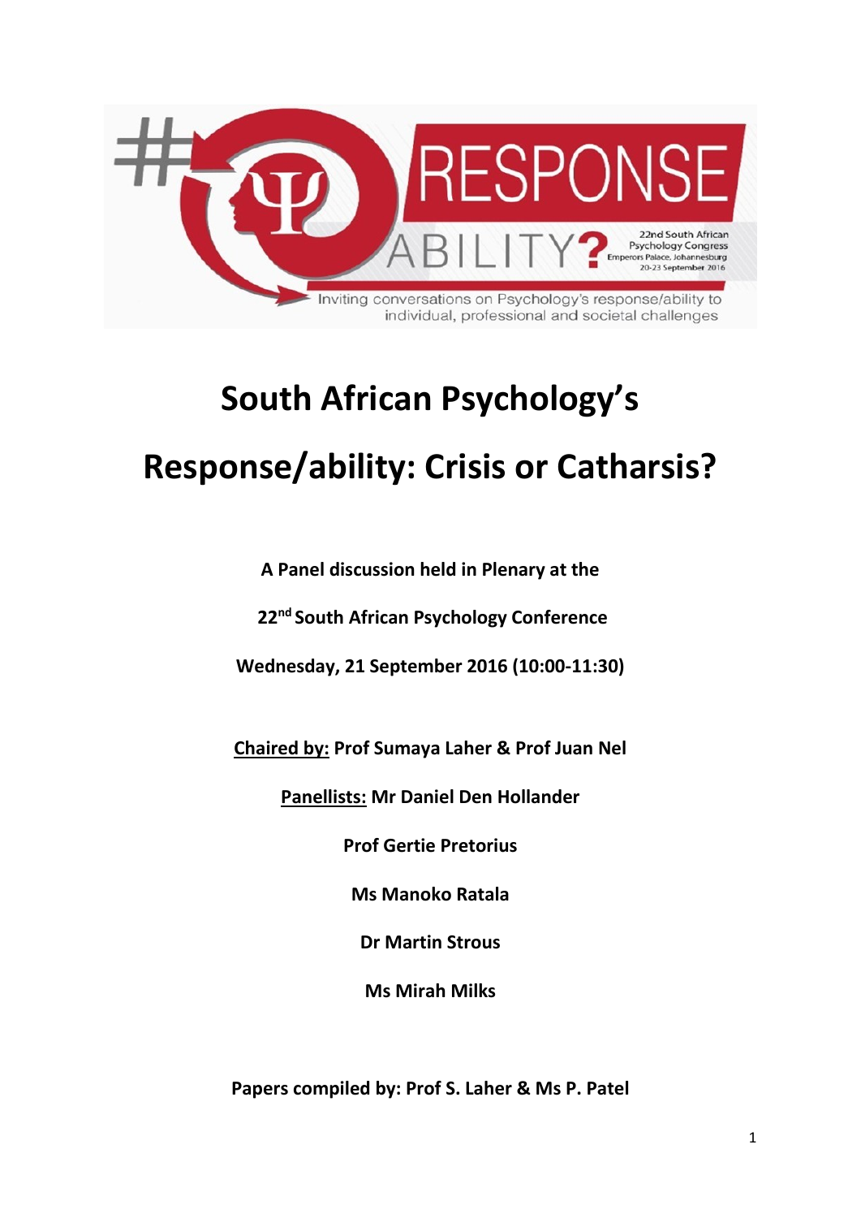#RESPONSE ABILITY?

22nd South African Psychology Congress
Emperors Palace, Johannesburg
20-23 September 2016

Inviting conversations on Psychology's response/ability to individual, professional and societal challenges

# South African Psychology's Response/ability: Crisis or Catharsis?

**A Panel discussion held in Plenary at the**

**22nd South African Psychology Conference**

**Wednesday, 21 September 2016 (10:00-11:30)**

**Chaired by: Prof Sumaya Laher & Prof Juan Nel**

**Panellists: Mr Daniel Den Hollander**

**Prof Gertie Pretorius**

**Ms Manoko Ratala**

**Dr Martin Strous**

**Ms Mirah Milks**

**Papers compiled by: Prof S. Laher & Ms P. Patel**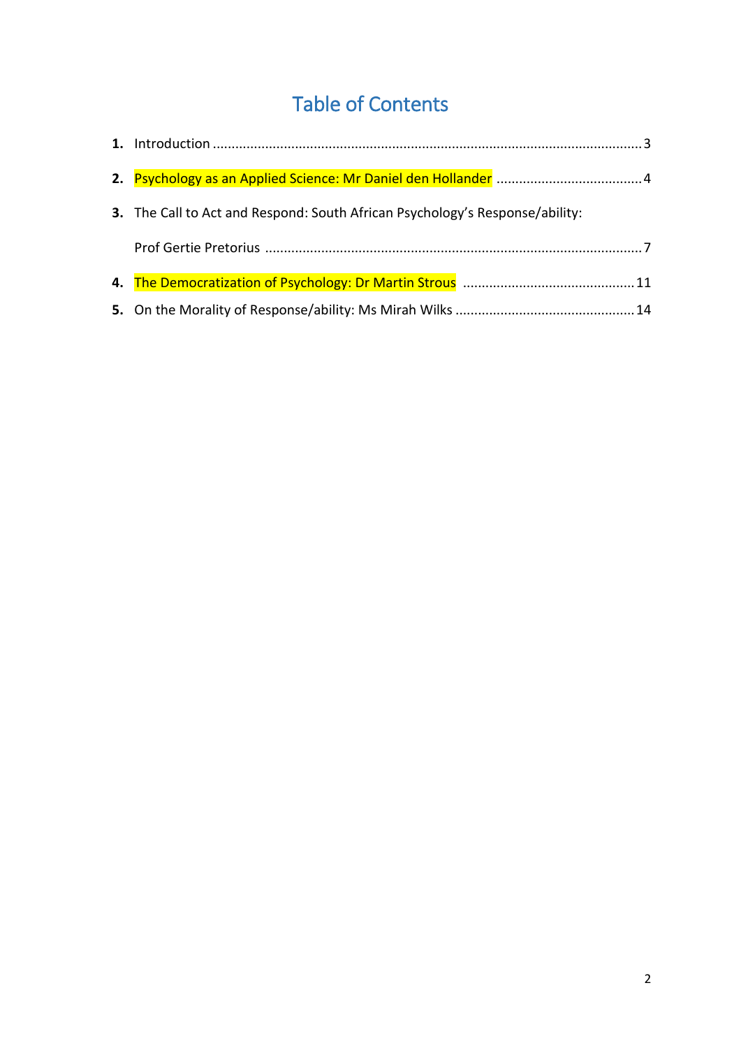# Table of Contents

1. **Introduction** ........................................................................................................... 3
2. **Psychology as an Applied Science: Mr Daniel den Hollander** ....................................... 4
3. **The Call to Act and Respond: South African Psychology's Response/ability: Prof Gertie Pretorius** ........................................................................................................... 7
4. **The Democratization of Psychology: Dr Martin Strous** ............................................. 11
5. **On the Morality of Response/ability: Ms Mirah Wilks** ................................................ 14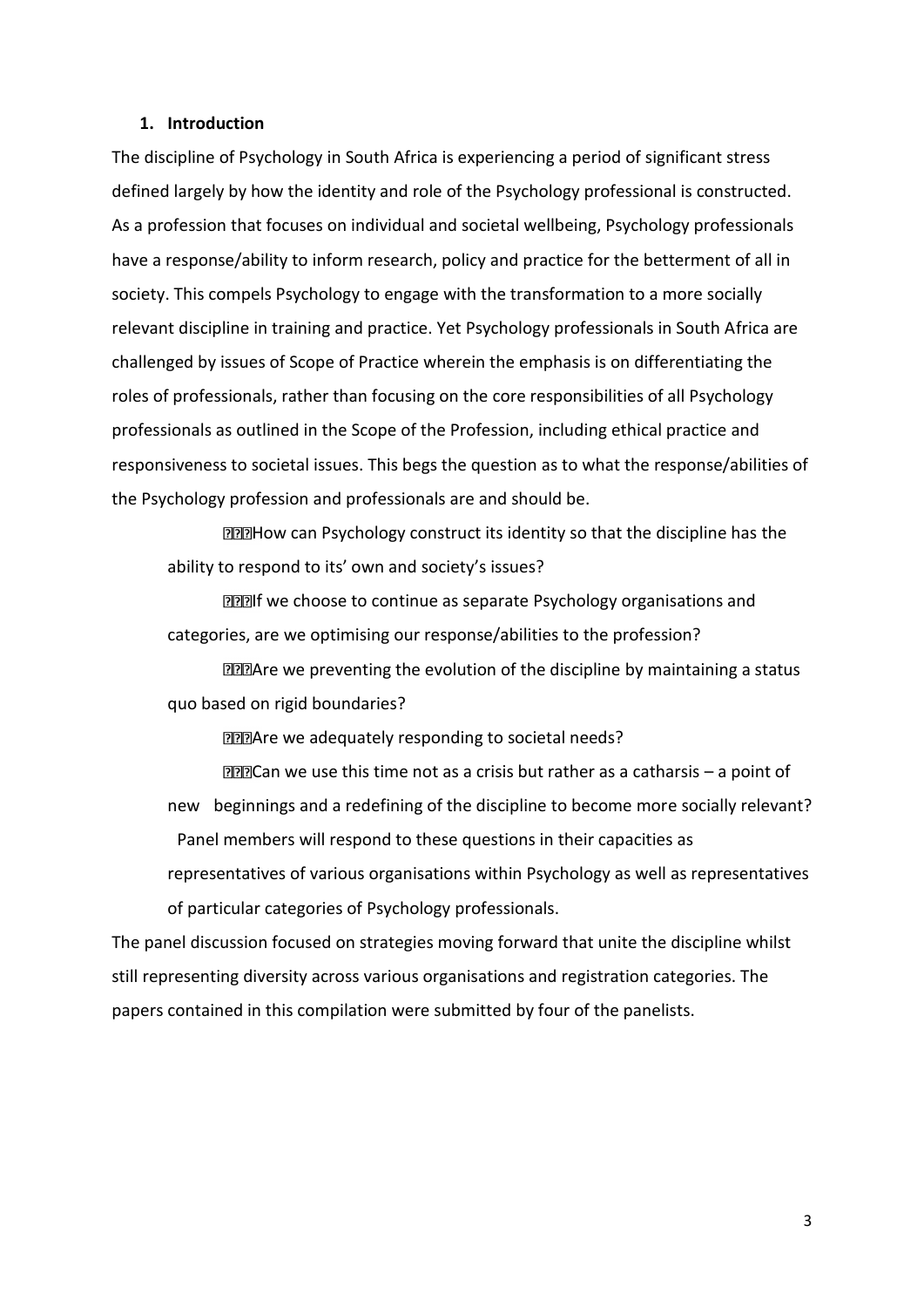## 1. Introduction

The discipline of Psychology in South Africa is experiencing a period of significant stress defined largely by how the identity and role of the Psychology professional is constructed. As a profession that focuses on individual and societal wellbeing, Psychology professionals have a response/ability to inform research, policy and practice for the betterment of all in society. This compels Psychology to engage with the transformation to a more socially relevant discipline in training and practice. Yet Psychology professionals in South Africa are challenged by issues of Scope of Practice wherein the emphasis is on differentiating the roles of professionals, rather than focusing on the core responsibilities of all Psychology professionals as outlined in the Scope of the Profession, including ethical practice and responsiveness to societal issues. This begs the question as to what the response/abilities of the Psychology profession and professionals are and should be.

- How can Psychology construct its identity so that the discipline has the ability to respond to its' own and society's issues?
- If we choose to continue as separate Psychology organisations and categories, are we optimising our response/abilities to the profession?
- Are we preventing the evolution of the discipline by maintaining a status quo based on rigid boundaries?
- Are we adequately responding to societal needs?
- Can we use this time not as a crisis but rather as a catharsis – a point of new beginnings and a redefining of the discipline to become more socially relevant?

Panel members will respond to these questions in their capacities as representatives of various organisations within Psychology as well as representatives of particular categories of Psychology professionals.

The panel discussion focused on strategies moving forward that unite the discipline whilst still representing diversity across various organisations and registration categories. The papers contained in this compilation were submitted by four of the panelists.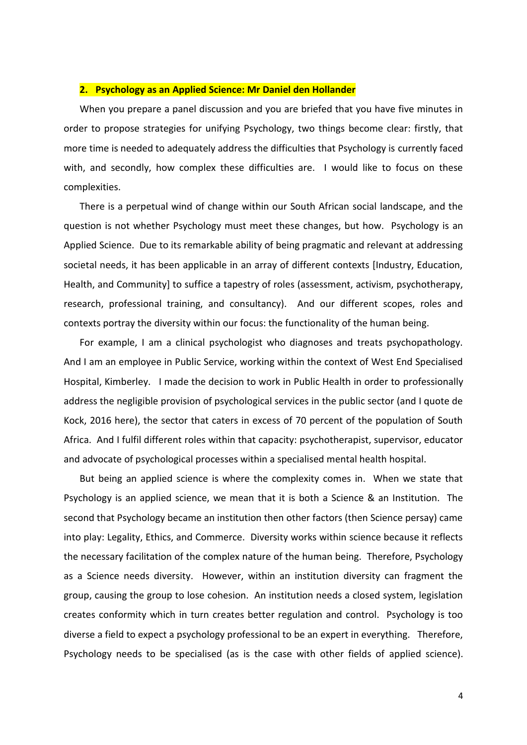## 2. Psychology as an Applied Science: Mr Daniel den Hollander

When you prepare a panel discussion and you are briefed that you have five minutes in order to propose strategies for unifying Psychology, two things become clear: firstly, that more time is needed to adequately address the difficulties that Psychology is currently faced with, and secondly, how complex these difficulties are. I would like to focus on these complexities.

There is a perpetual wind of change within our South African social landscape, and the question is not whether Psychology must meet these changes, but how. Psychology is an Applied Science. Due to its remarkable ability of being pragmatic and relevant at addressing societal needs, it has been applicable in an array of different contexts [Industry, Education, Health, and Community] to suffice a tapestry of roles (assessment, activism, psychotherapy, research, professional training, and consultancy). And our different scopes, roles and contexts portray the diversity within our focus: the functionality of the human being.

For example, I am a clinical psychologist who diagnoses and treats psychopathology. And I am an employee in Public Service, working within the context of West End Specialised Hospital, Kimberley. I made the decision to work in Public Health in order to professionally address the negligible provision of psychological services in the public sector (and I quote de Kock, 2016 here), the sector that caters in excess of 70 percent of the population of South Africa. And I fulfil different roles within that capacity: psychotherapist, supervisor, educator and advocate of psychological processes within a specialised mental health hospital.

But being an applied science is where the complexity comes in. When we state that Psychology is an applied science, we mean that it is both a Science & an Institution. The second that Psychology became an institution then other factors (then Science persay) came into play: Legality, Ethics, and Commerce. Diversity works within science because it reflects the necessary facilitation of the complex nature of the human being. Therefore, Psychology as a Science needs diversity. However, within an institution diversity can fragment the group, causing the group to lose cohesion. An institution needs a closed system, legislation creates conformity which in turn creates better regulation and control. Psychology is too diverse a field to expect a psychology professional to be an expert in everything. Therefore, Psychology needs to be specialised (as is the case with other fields of applied science).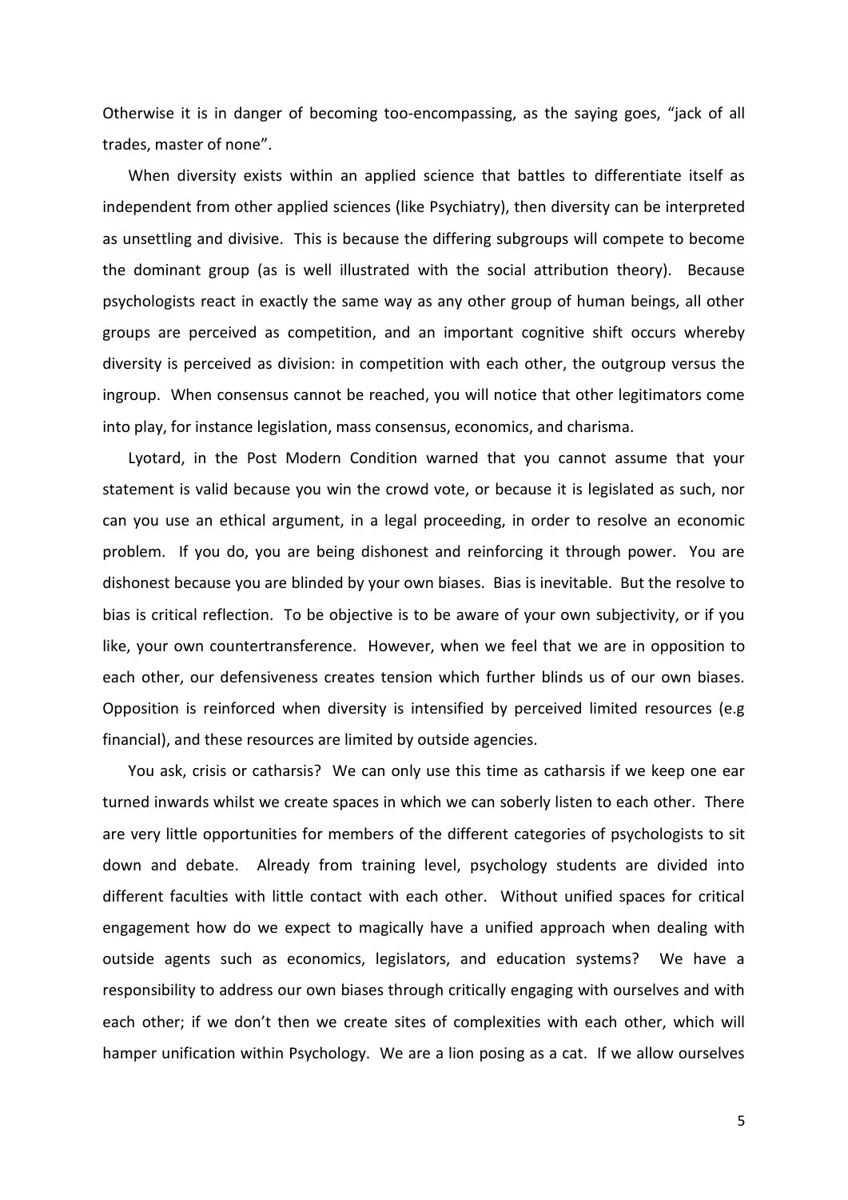Otherwise it is in danger of becoming too-encompassing, as the saying goes, "jack of all trades, master of none".

When diversity exists within an applied science that battles to differentiate itself as independent from other applied sciences (like Psychiatry), then diversity can be interpreted as unsettling and divisive. This is because the differing subgroups will compete to become the dominant group (as is well illustrated with the social attribution theory). Because psychologists react in exactly the same way as any other group of human beings, all other groups are perceived as competition, and an important cognitive shift occurs whereby diversity is perceived as division: in competition with each other, the outgroup versus the ingroup. When consensus cannot be reached, you will notice that other legitimators come into play, for instance legislation, mass consensus, economics, and charisma.

Lyotard, in the Post Modern Condition warned that you cannot assume that your statement is valid because you win the crowd vote, or because it is legislated as such, nor can you use an ethical argument, in a legal proceeding, in order to resolve an economic problem. If you do, you are being dishonest and reinforcing it through power. You are dishonest because you are blinded by your own biases. Bias is inevitable. But the resolve to bias is critical reflection. To be objective is to be aware of your own subjectivity, or if you like, your own countertransference. However, when we feel that we are in opposition to each other, our defensiveness creates tension which further blinds us of our own biases. Opposition is reinforced when diversity is intensified by perceived limited resources (e.g financial), and these resources are limited by outside agencies.

You ask, crisis or catharsis? We can only use this time as catharsis if we keep one ear turned inwards whilst we create spaces in which we can soberly listen to each other. There are very little opportunities for members of the different categories of psychologists to sit down and debate. Already from training level, psychology students are divided into different faculties with little contact with each other. Without unified spaces for critical engagement how do we expect to magically have a unified approach when dealing with outside agents such as economics, legislators, and education systems? We have a responsibility to address our own biases through critically engaging with ourselves and with each other; if we don't then we create sites of complexities with each other, which will hamper unification within Psychology. We are a lion posing as a cat. If we allow ourselves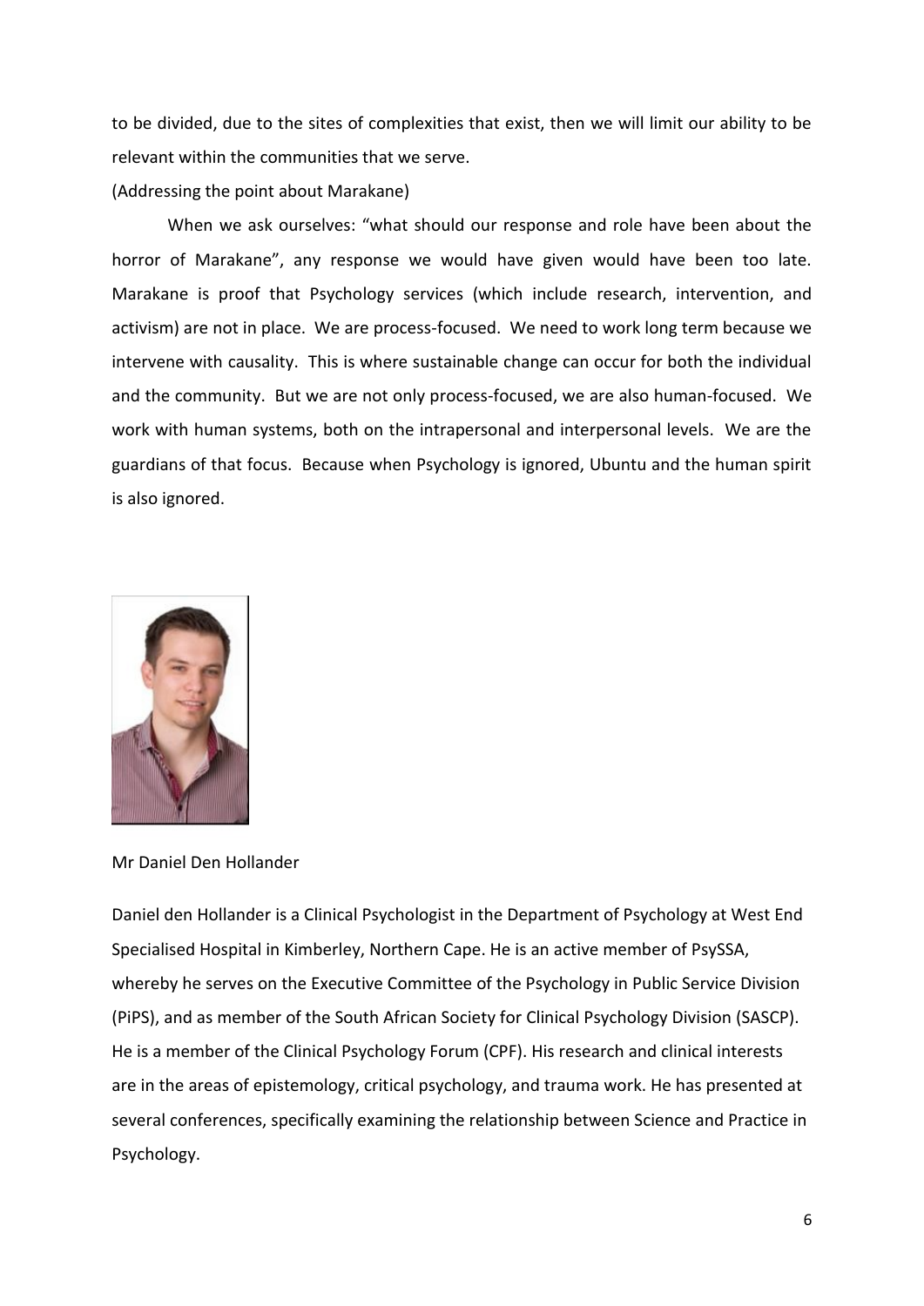to be divided, due to the sites of complexities that exist, then we will limit our ability to be relevant within the communities that we serve.

(Addressing the point about Marakane)

When we ask ourselves: "what should our response and role have been about the horror of Marakane", any response we would have given would have been too late. Marakane is proof that Psychology services (which include research, intervention, and activism) are not in place. We are process-focused. We need to work long term because we intervene with causality. This is where sustainable change can occur for both the individual and the community. But we are not only process-focused, we are also human-focused. We work with human systems, both on the intrapersonal and interpersonal levels. We are the guardians of that focus. Because when Psychology is ignored, Ubuntu and the human spirit is also ignored.

Mr Daniel Den Hollander

Daniel den Hollander is a Clinical Psychologist in the Department of Psychology at West End Specialised Hospital in Kimberley, Northern Cape. He is an active member of PsySSA, whereby he serves on the Executive Committee of the Psychology in Public Service Division (PiPS), and as member of the South African Society for Clinical Psychology Division (SASCP). He is a member of the Clinical Psychology Forum (CPF). His research and clinical interests are in the areas of epistemology, critical psychology, and trauma work. He has presented at several conferences, specifically examining the relationship between Science and Practice in Psychology.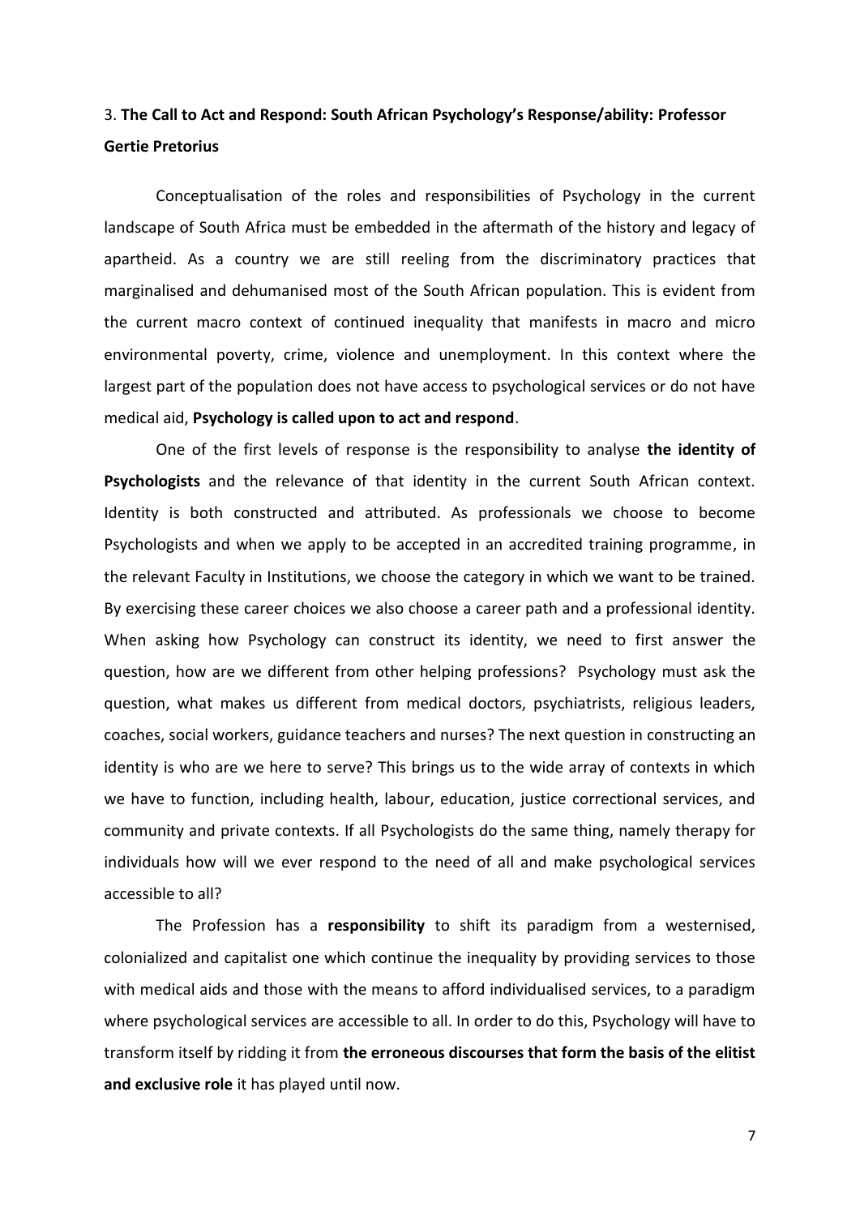### 3. **The Call to Act and Respond: South African Psychology's Response/ability: Professor Gertie Pretorius**

Conceptualisation of the roles and responsibilities of Psychology in the current landscape of South Africa must be embedded in the aftermath of the history and legacy of apartheid. As a country we are still reeling from the discriminatory practices that marginalised and dehumanised most of the South African population. This is evident from the current macro context of continued inequality that manifests in macro and micro environmental poverty, crime, violence and unemployment. In this context where the largest part of the population does not have access to psychological services or do not have medical aid, **Psychology is called upon to act and respond**.

One of the first levels of response is the responsibility to analyse **the identity of Psychologists** and the relevance of that identity in the current South African context. Identity is both constructed and attributed. As professionals we choose to become Psychologists and when we apply to be accepted in an accredited training programme, in the relevant Faculty in Institutions, we choose the category in which we want to be trained. By exercising these career choices we also choose a career path and a professional identity. When asking how Psychology can construct its identity, we need to first answer the question, how are we different from other helping professions? Psychology must ask the question, what makes us different from medical doctors, psychiatrists, religious leaders, coaches, social workers, guidance teachers and nurses? The next question in constructing an identity is who are we here to serve? This brings us to the wide array of contexts in which we have to function, including health, labour, education, justice correctional services, and community and private contexts. If all Psychologists do the same thing, namely therapy for individuals how will we ever respond to the need of all and make psychological services accessible to all?

The Profession has a **responsibility** to shift its paradigm from a westernised, colonialized and capitalist one which continue the inequality by providing services to those with medical aids and those with the means to afford individualised services, to a paradigm where psychological services are accessible to all. In order to do this, Psychology will have to transform itself by ridding it from **the erroneous discourses that form the basis of the elitist and exclusive role** it has played until now.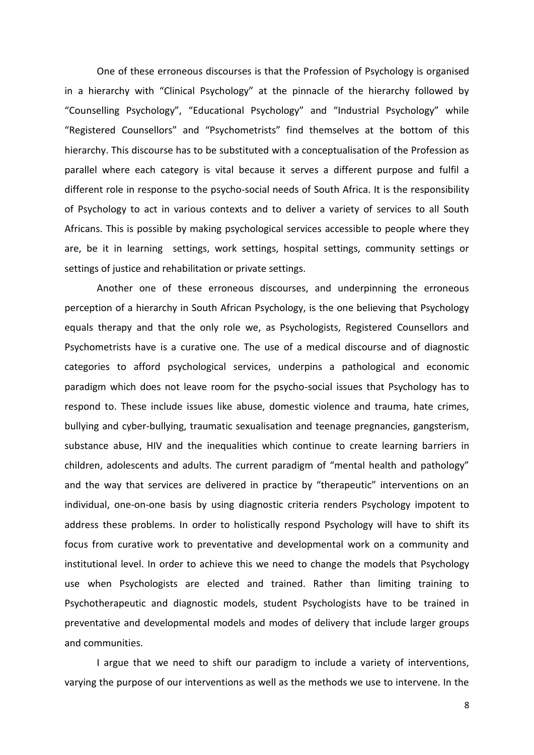One of these erroneous discourses is that the Profession of Psychology is organised in a hierarchy with "Clinical Psychology" at the pinnacle of the hierarchy followed by "Counselling Psychology", "Educational Psychology" and "Industrial Psychology" while "Registered Counsellors" and "Psychometrists" find themselves at the bottom of this hierarchy. This discourse has to be substituted with a conceptualisation of the Profession as parallel where each category is vital because it serves a different purpose and fulfil a different role in response to the psycho-social needs of South Africa. It is the responsibility of Psychology to act in various contexts and to deliver a variety of services to all South Africans. This is possible by making psychological services accessible to people where they are, be it in learning settings, work settings, hospital settings, community settings or settings of justice and rehabilitation or private settings.

Another one of these erroneous discourses, and underpinning the erroneous perception of a hierarchy in South African Psychology, is the one believing that Psychology equals therapy and that the only role we, as Psychologists, Registered Counsellors and Psychometrists have is a curative one. The use of a medical discourse and of diagnostic categories to afford psychological services, underpins a pathological and economic paradigm which does not leave room for the psycho-social issues that Psychology has to respond to. These include issues like abuse, domestic violence and trauma, hate crimes, bullying and cyber-bullying, traumatic sexualisation and teenage pregnancies, gangsterism, substance abuse, HIV and the inequalities which continue to create learning barriers in children, adolescents and adults. The current paradigm of "mental health and pathology" and the way that services are delivered in practice by "therapeutic" interventions on an individual, one-on-one basis by using diagnostic criteria renders Psychology impotent to address these problems. In order to holistically respond Psychology will have to shift its focus from curative work to preventative and developmental work on a community and institutional level. In order to achieve this we need to change the models that Psychology use when Psychologists are elected and trained. Rather than limiting training to Psychotherapeutic and diagnostic models, student Psychologists have to be trained in preventative and developmental models and modes of delivery that include larger groups and communities.

I argue that we need to shift our paradigm to include a variety of interventions, varying the purpose of our interventions as well as the methods we use to intervene. In the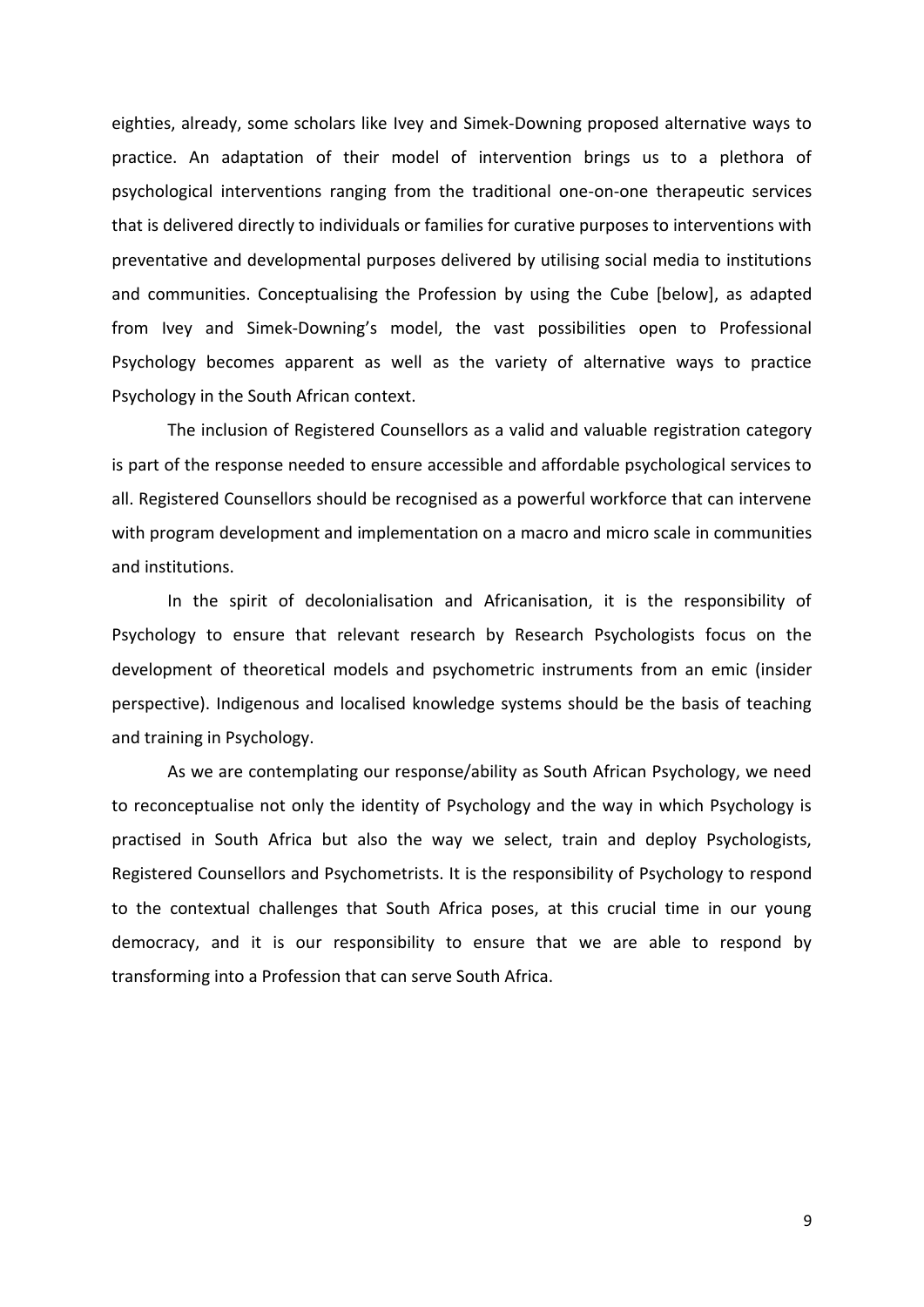eighties, already, some scholars like Ivey and Simek-Downing proposed alternative ways to practice. An adaptation of their model of intervention brings us to a plethora of psychological interventions ranging from the traditional one-on-one therapeutic services that is delivered directly to individuals or families for curative purposes to interventions with preventative and developmental purposes delivered by utilising social media to institutions and communities. Conceptualising the Profession by using the Cube [below], as adapted from Ivey and Simek-Downing's model, the vast possibilities open to Professional Psychology becomes apparent as well as the variety of alternative ways to practice Psychology in the South African context.

The inclusion of Registered Counsellors as a valid and valuable registration category is part of the response needed to ensure accessible and affordable psychological services to all. Registered Counsellors should be recognised as a powerful workforce that can intervene with program development and implementation on a macro and micro scale in communities and institutions.

In the spirit of decolonialisation and Africanisation, it is the responsibility of Psychology to ensure that relevant research by Research Psychologists focus on the development of theoretical models and psychometric instruments from an emic (insider perspective). Indigenous and localised knowledge systems should be the basis of teaching and training in Psychology.

As we are contemplating our response/ability as South African Psychology, we need to reconceptualise not only the identity of Psychology and the way in which Psychology is practised in South Africa but also the way we select, train and deploy Psychologists, Registered Counsellors and Psychometrists. It is the responsibility of Psychology to respond to the contextual challenges that South Africa poses, at this crucial time in our young democracy, and it is our responsibility to ensure that we are able to respond by transforming into a Profession that can serve South Africa.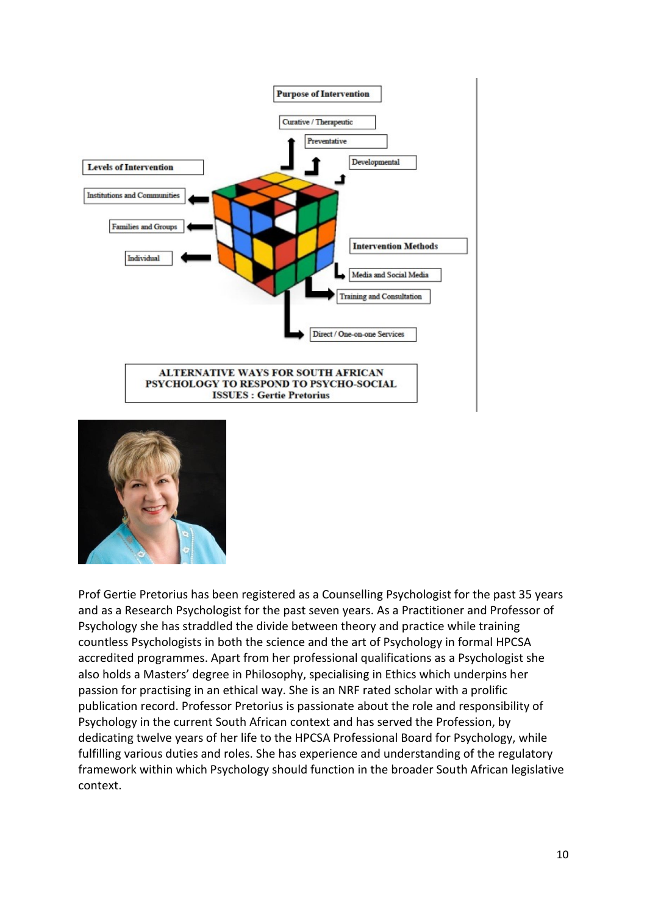Purpose of Intervention

Curative / Therapeutic

Preventative

Developmental

Levels of Intervention

Institutions and Communities

Families and Groups

Individual

Intervention Methods

Media and Social Media

Training and Consultation

Direct / One-on-one Services

**ALTERNATIVE WAYS FOR SOUTH AFRICAN PSYCHOLOGY TO RESPOND TO PSYCHO-SOCIAL ISSUES : Gertie Pretorius**

Prof Gertie Pretorius has been registered as a Counselling Psychologist for the past 35 years and as a Research Psychologist for the past seven years. As a Practitioner and Professor of Psychology she has straddled the divide between theory and practice while training countless Psychologists in both the science and the art of Psychology in formal HPCSA accredited programmes. Apart from her professional qualifications as a Psychologist she also holds a Masters' degree in Philosophy, specialising in Ethics which underpins her passion for practising in an ethical way. She is an NRF rated scholar with a prolific publication record. Professor Pretorius is passionate about the role and responsibility of Psychology in the current South African context and has served the Profession, by dedicating twelve years of her life to the HPCSA Professional Board for Psychology, while fulfilling various duties and roles. She has experience and understanding of the regulatory framework within which Psychology should function in the broader South African legislative context.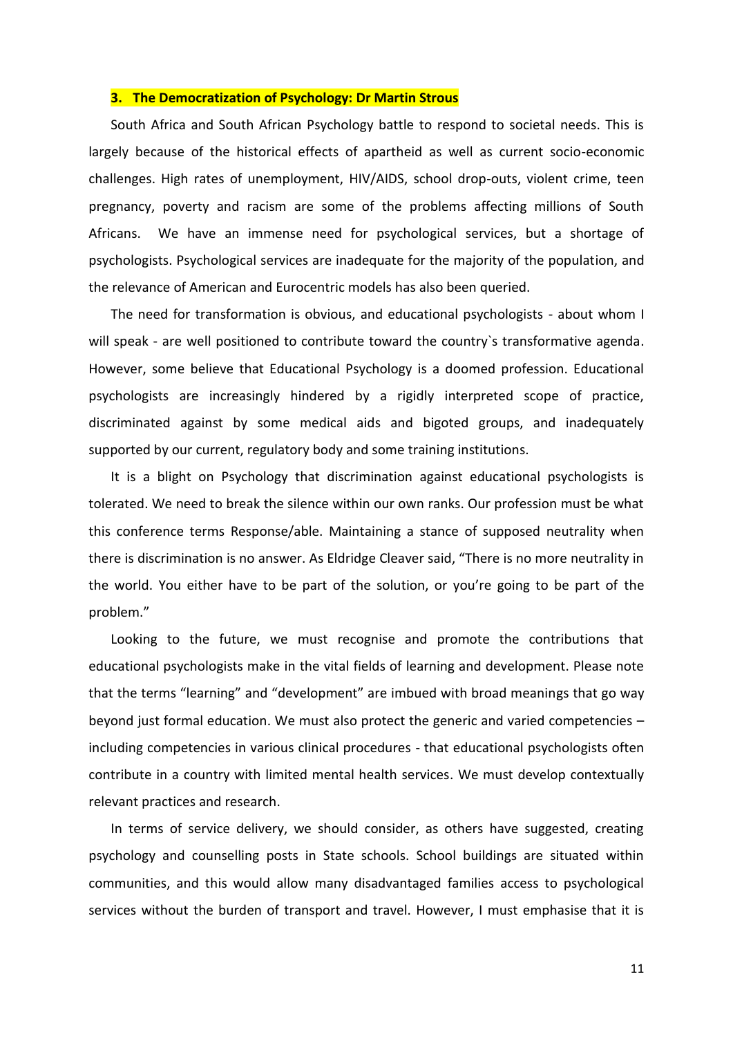## 3. The Democratization of Psychology: Dr Martin Strous

South Africa and South African Psychology battle to respond to societal needs. This is largely because of the historical effects of apartheid as well as current socio-economic challenges. High rates of unemployment, HIV/AIDS, school drop-outs, violent crime, teen pregnancy, poverty and racism are some of the problems affecting millions of South Africans. We have an immense need for psychological services, but a shortage of psychologists. Psychological services are inadequate for the majority of the population, and the relevance of American and Eurocentric models has also been queried.

The need for transformation is obvious, and educational psychologists - about whom I will speak - are well positioned to contribute toward the country`s transformative agenda. However, some believe that Educational Psychology is a doomed profession. Educational psychologists are increasingly hindered by a rigidly interpreted scope of practice, discriminated against by some medical aids and bigoted groups, and inadequately supported by our current, regulatory body and some training institutions.

It is a blight on Psychology that discrimination against educational psychologists is tolerated. We need to break the silence within our own ranks. Our profession must be what this conference terms Response/able. Maintaining a stance of supposed neutrality when there is discrimination is no answer. As Eldridge Cleaver said, "There is no more neutrality in the world. You either have to be part of the solution, or you're going to be part of the problem."

Looking to the future, we must recognise and promote the contributions that educational psychologists make in the vital fields of learning and development. Please note that the terms "learning" and "development" are imbued with broad meanings that go way beyond just formal education. We must also protect the generic and varied competencies – including competencies in various clinical procedures - that educational psychologists often contribute in a country with limited mental health services. We must develop contextually relevant practices and research.

In terms of service delivery, we should consider, as others have suggested, creating psychology and counselling posts in State schools. School buildings are situated within communities, and this would allow many disadvantaged families access to psychological services without the burden of transport and travel. However, I must emphasise that it is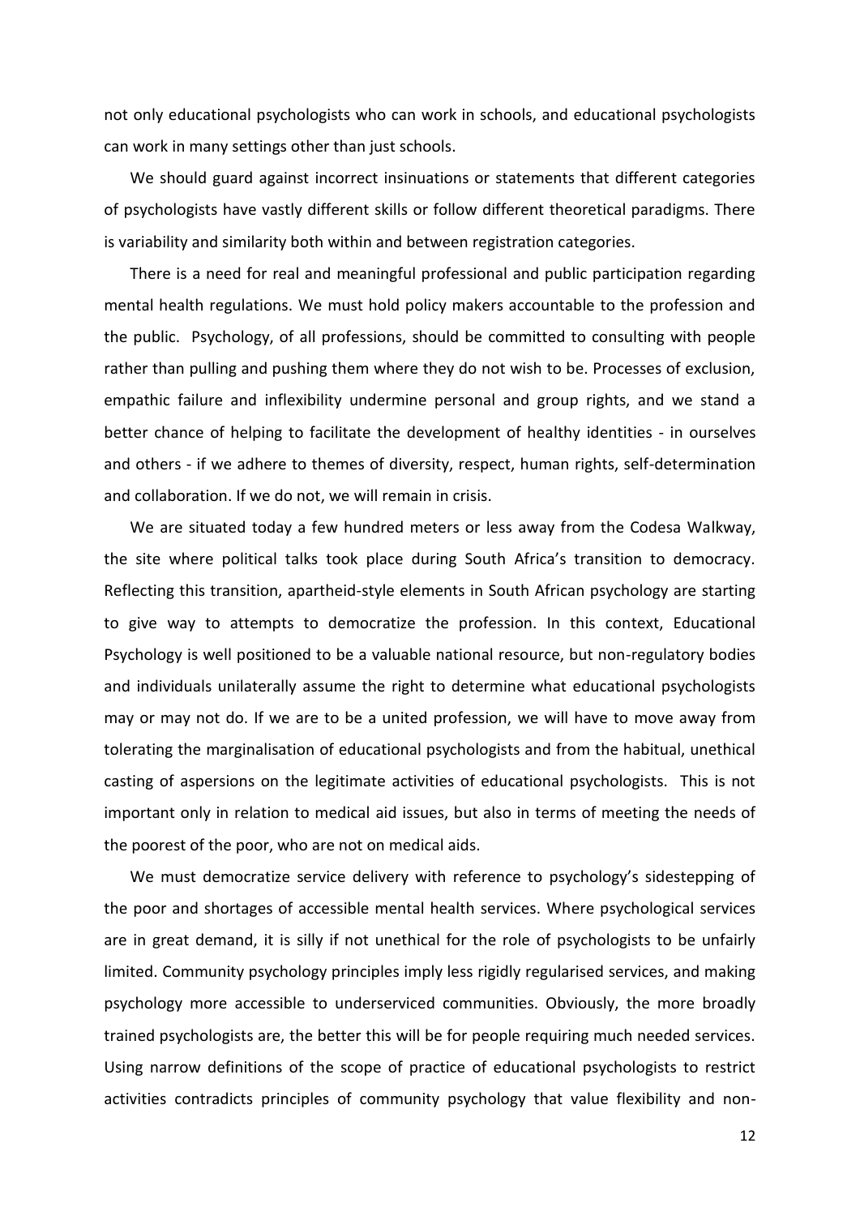not only educational psychologists who can work in schools, and educational psychologists can work in many settings other than just schools.

We should guard against incorrect insinuations or statements that different categories of psychologists have vastly different skills or follow different theoretical paradigms. There is variability and similarity both within and between registration categories.

There is a need for real and meaningful professional and public participation regarding mental health regulations. We must hold policy makers accountable to the profession and the public. Psychology, of all professions, should be committed to consulting with people rather than pulling and pushing them where they do not wish to be. Processes of exclusion, empathic failure and inflexibility undermine personal and group rights, and we stand a better chance of helping to facilitate the development of healthy identities - in ourselves and others - if we adhere to themes of diversity, respect, human rights, self-determination and collaboration. If we do not, we will remain in crisis.

We are situated today a few hundred meters or less away from the Codesa Walkway, the site where political talks took place during South Africa's transition to democracy. Reflecting this transition, apartheid-style elements in South African psychology are starting to give way to attempts to democratize the profession. In this context, Educational Psychology is well positioned to be a valuable national resource, but non-regulatory bodies and individuals unilaterally assume the right to determine what educational psychologists may or may not do. If we are to be a united profession, we will have to move away from tolerating the marginalisation of educational psychologists and from the habitual, unethical casting of aspersions on the legitimate activities of educational psychologists. This is not important only in relation to medical aid issues, but also in terms of meeting the needs of the poorest of the poor, who are not on medical aids.

We must democratize service delivery with reference to psychology's sidestepping of the poor and shortages of accessible mental health services. Where psychological services are in great demand, it is silly if not unethical for the role of psychologists to be unfairly limited. Community psychology principles imply less rigidly regularised services, and making psychology more accessible to underserviced communities. Obviously, the more broadly trained psychologists are, the better this will be for people requiring much needed services. Using narrow definitions of the scope of practice of educational psychologists to restrict activities contradicts principles of community psychology that value flexibility and non-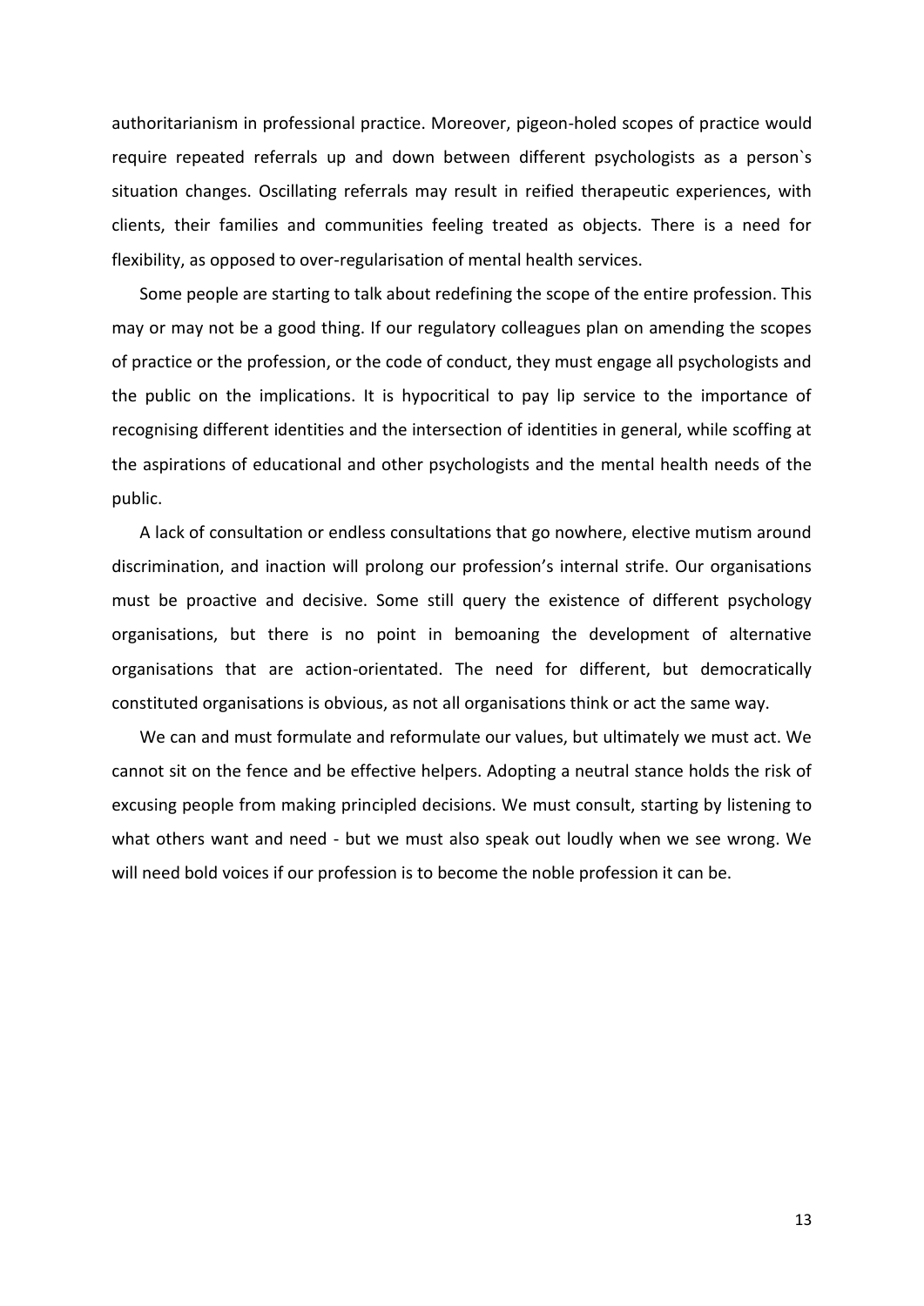authoritarianism in professional practice. Moreover, pigeon-holed scopes of practice would require repeated referrals up and down between different psychologists as a person`s situation changes. Oscillating referrals may result in reified therapeutic experiences, with clients, their families and communities feeling treated as objects. There is a need for flexibility, as opposed to over-regularisation of mental health services.

Some people are starting to talk about redefining the scope of the entire profession. This may or may not be a good thing. If our regulatory colleagues plan on amending the scopes of practice or the profession, or the code of conduct, they must engage all psychologists and the public on the implications. It is hypocritical to pay lip service to the importance of recognising different identities and the intersection of identities in general, while scoffing at the aspirations of educational and other psychologists and the mental health needs of the public.

A lack of consultation or endless consultations that go nowhere, elective mutism around discrimination, and inaction will prolong our profession's internal strife. Our organisations must be proactive and decisive. Some still query the existence of different psychology organisations, but there is no point in bemoaning the development of alternative organisations that are action-orientated. The need for different, but democratically constituted organisations is obvious, as not all organisations think or act the same way.

We can and must formulate and reformulate our values, but ultimately we must act. We cannot sit on the fence and be effective helpers. Adopting a neutral stance holds the risk of excusing people from making principled decisions. We must consult, starting by listening to what others want and need - but we must also speak out loudly when we see wrong. We will need bold voices if our profession is to become the noble profession it can be.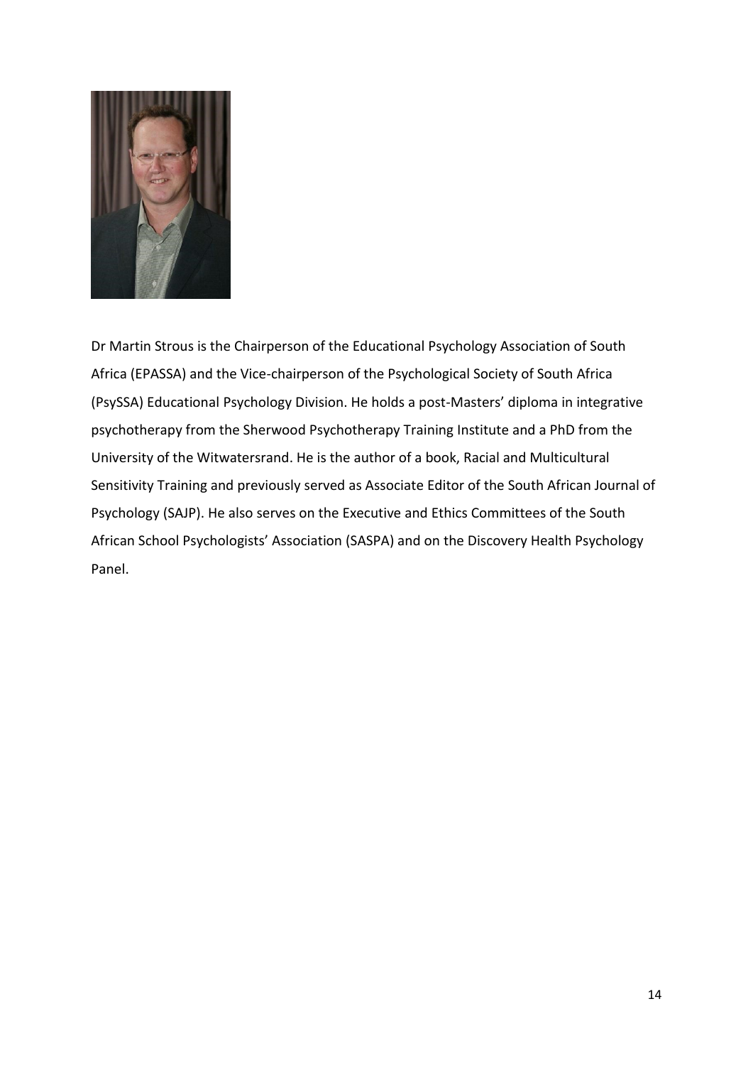Dr Martin Strous is the Chairperson of the Educational Psychology Association of South Africa (EPASSA) and the Vice-chairperson of the Psychological Society of South Africa (PsySSA) Educational Psychology Division. He holds a post-Masters' diploma in integrative psychotherapy from the Sherwood Psychotherapy Training Institute and a PhD from the University of the Witwatersrand. He is the author of a book, Racial and Multicultural Sensitivity Training and previously served as Associate Editor of the South African Journal of Psychology (SAJP). He also serves on the Executive and Ethics Committees of the South African School Psychologists' Association (SASPA) and on the Discovery Health Psychology Panel.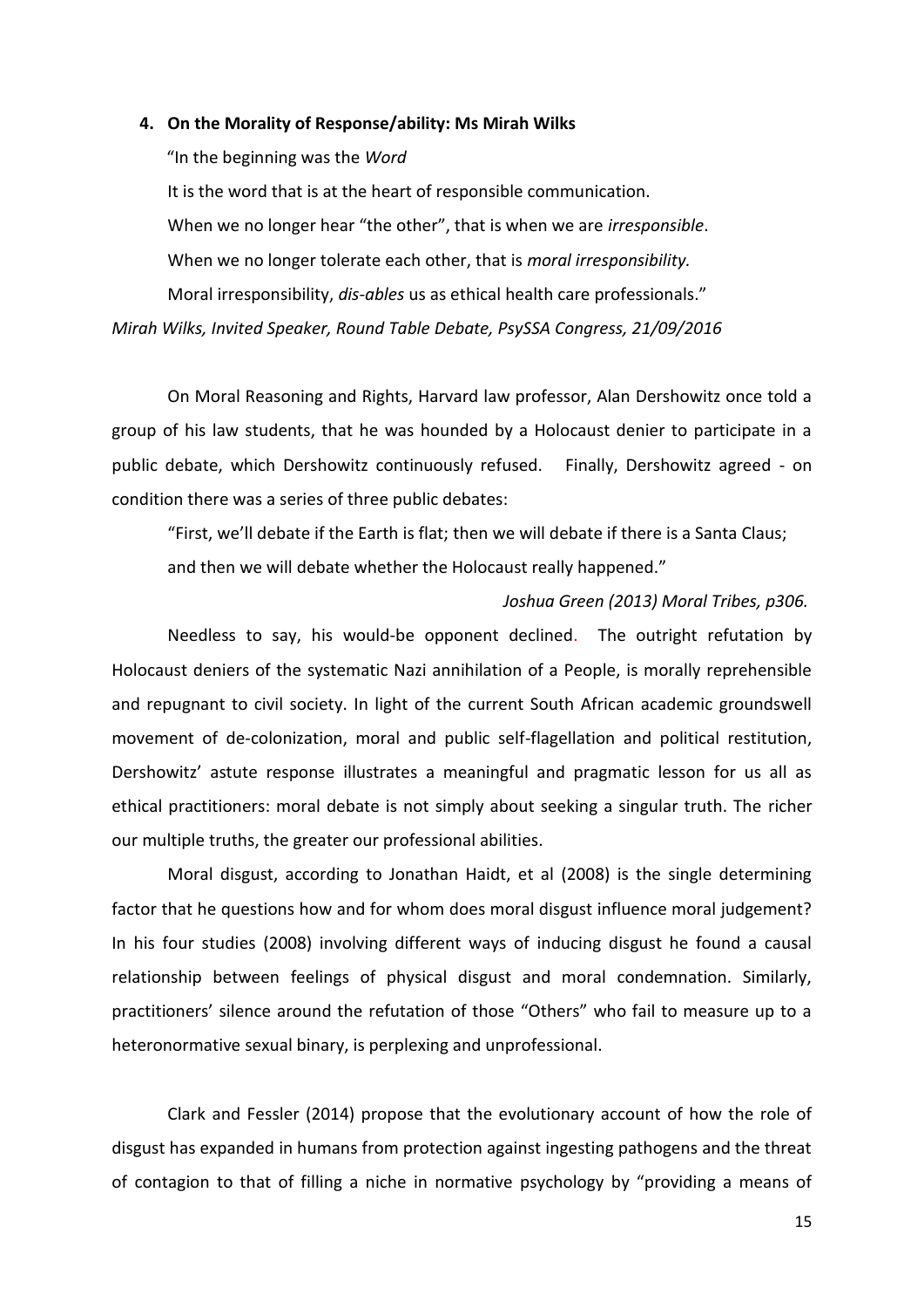### 4. On the Morality of Response/ability: Ms Mirah Wilks

"In the beginning was the *Word*

It is the word that is at the heart of responsible communication.

When we no longer hear "the other", that is when we are *irresponsible*.

When we no longer tolerate each other, that is *moral irresponsibility.*

Moral irresponsibility, *dis-ables* us as ethical health care professionals."

*Mirah Wilks, Invited Speaker, Round Table Debate, PsySSA Congress, 21/09/2016*

On Moral Reasoning and Rights, Harvard law professor, Alan Dershowitz once told a group of his law students, that he was hounded by a Holocaust denier to participate in a public debate, which Dershowitz continuously refused. Finally, Dershowitz agreed - on condition there was a series of three public debates:

"First, we'll debate if the Earth is flat; then we will debate if there is a Santa Claus; and then we will debate whether the Holocaust really happened."

*Joshua Green (2013) Moral Tribes, p306.*

Needless to say, his would-be opponent declined. The outright refutation by Holocaust deniers of the systematic Nazi annihilation of a People, is morally reprehensible and repugnant to civil society. In light of the current South African academic groundswell movement of de-colonization, moral and public self-flagellation and political restitution, Dershowitz' astute response illustrates a meaningful and pragmatic lesson for us all as ethical practitioners: moral debate is not simply about seeking a singular truth. The richer our multiple truths, the greater our professional abilities.

Moral disgust, according to Jonathan Haidt, et al (2008) is the single determining factor that he questions how and for whom does moral disgust influence moral judgement? In his four studies (2008) involving different ways of inducing disgust he found a causal relationship between feelings of physical disgust and moral condemnation. Similarly, practitioners' silence around the refutation of those "Others" who fail to measure up to a heteronormative sexual binary, is perplexing and unprofessional.

Clark and Fessler (2014) propose that the evolutionary account of how the role of disgust has expanded in humans from protection against ingesting pathogens and the threat of contagion to that of filling a niche in normative psychology by "providing a means of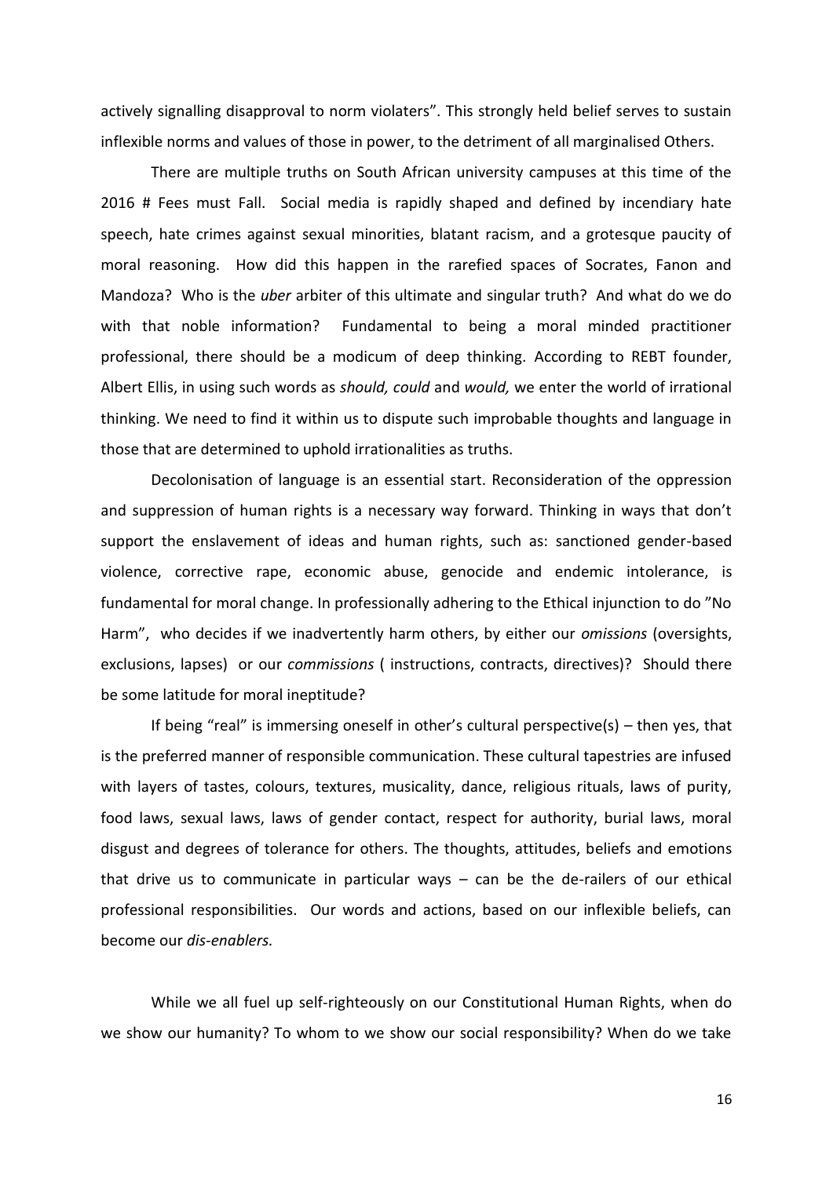actively signalling disapproval to norm violaters". This strongly held belief serves to sustain inflexible norms and values of those in power, to the detriment of all marginalised Others.

There are multiple truths on South African university campuses at this time of the 2016 # Fees must Fall. Social media is rapidly shaped and defined by incendiary hate speech, hate crimes against sexual minorities, blatant racism, and a grotesque paucity of moral reasoning. How did this happen in the rarefied spaces of Socrates, Fanon and Mandoza? Who is the *uber* arbiter of this ultimate and singular truth? And what do we do with that noble information? Fundamental to being a moral minded practitioner professional, there should be a modicum of deep thinking. According to REBT founder, Albert Ellis, in using such words as *should, could* and *would,* we enter the world of irrational thinking. We need to find it within us to dispute such improbable thoughts and language in those that are determined to uphold irrationalities as truths.

Decolonisation of language is an essential start. Reconsideration of the oppression and suppression of human rights is a necessary way forward. Thinking in ways that don't support the enslavement of ideas and human rights, such as: sanctioned gender-based violence, corrective rape, economic abuse, genocide and endemic intolerance, is fundamental for moral change. In professionally adhering to the Ethical injunction to do "No Harm", who decides if we inadvertently harm others, by either our *omissions* (oversights, exclusions, lapses) or our *commissions* ( instructions, contracts, directives)? Should there be some latitude for moral ineptitude?

If being "real" is immersing oneself in other's cultural perspective(s) – then yes, that is the preferred manner of responsible communication. These cultural tapestries are infused with layers of tastes, colours, textures, musicality, dance, religious rituals, laws of purity, food laws, sexual laws, laws of gender contact, respect for authority, burial laws, moral disgust and degrees of tolerance for others. The thoughts, attitudes, beliefs and emotions that drive us to communicate in particular ways – can be the de-railers of our ethical professional responsibilities. Our words and actions, based on our inflexible beliefs, can become our *dis-enablers.*

While we all fuel up self-righteously on our Constitutional Human Rights, when do we show our humanity? To whom to we show our social responsibility? When do we take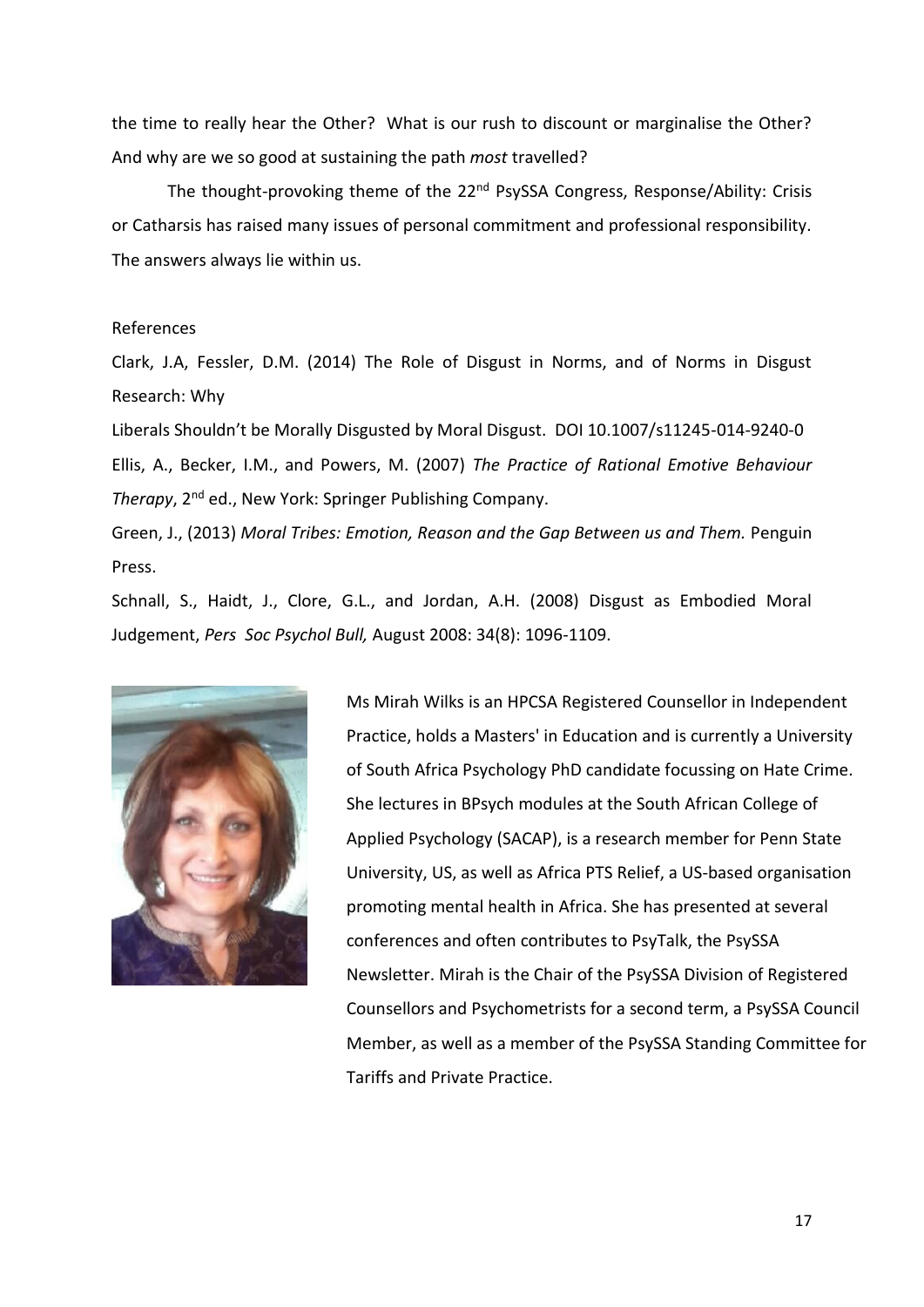the time to really hear the Other? What is our rush to discount or marginalise the Other? And why are we so good at sustaining the path *most* travelled?

The thought-provoking theme of the 22nd PsySSA Congress, Response/Ability: Crisis or Catharsis has raised many issues of personal commitment and professional responsibility. The answers always lie within us.

References

Clark, J.A, Fessler, D.M. (2014) The Role of Disgust in Norms, and of Norms in Disgust Research: Why

Liberals Shouldn't be Morally Disgusted by Moral Disgust. DOI 10.1007/s11245-014-9240-0

Ellis, A., Becker, I.M., and Powers, M. (2007) *The Practice of Rational Emotive Behaviour Therapy*, 2nd ed., New York: Springer Publishing Company.

Green, J., (2013) *Moral Tribes: Emotion, Reason and the Gap Between us and Them.* Penguin Press.

Schnall, S., Haidt, J., Clore, G.L., and Jordan, A.H. (2008) Disgust as Embodied Moral Judgement, *Pers Soc Psychol Bull,* August 2008: 34(8): 1096-1109.

Ms Mirah Wilks is an HPCSA Registered Counsellor in Independent Practice, holds a Masters' in Education and is currently a University of South Africa Psychology PhD candidate focussing on Hate Crime. She lectures in BPsych modules at the South African College of Applied Psychology (SACAP), is a research member for Penn State University, US, as well as Africa PTS Relief, a US-based organisation promoting mental health in Africa. She has presented at several conferences and often contributes to PsyTalk, the PsySSA Newsletter. Mirah is the Chair of the PsySSA Division of Registered Counsellors and Psychometrists for a second term, a PsySSA Council Member, as well as a member of the PsySSA Standing Committee for Tariffs and Private Practice.